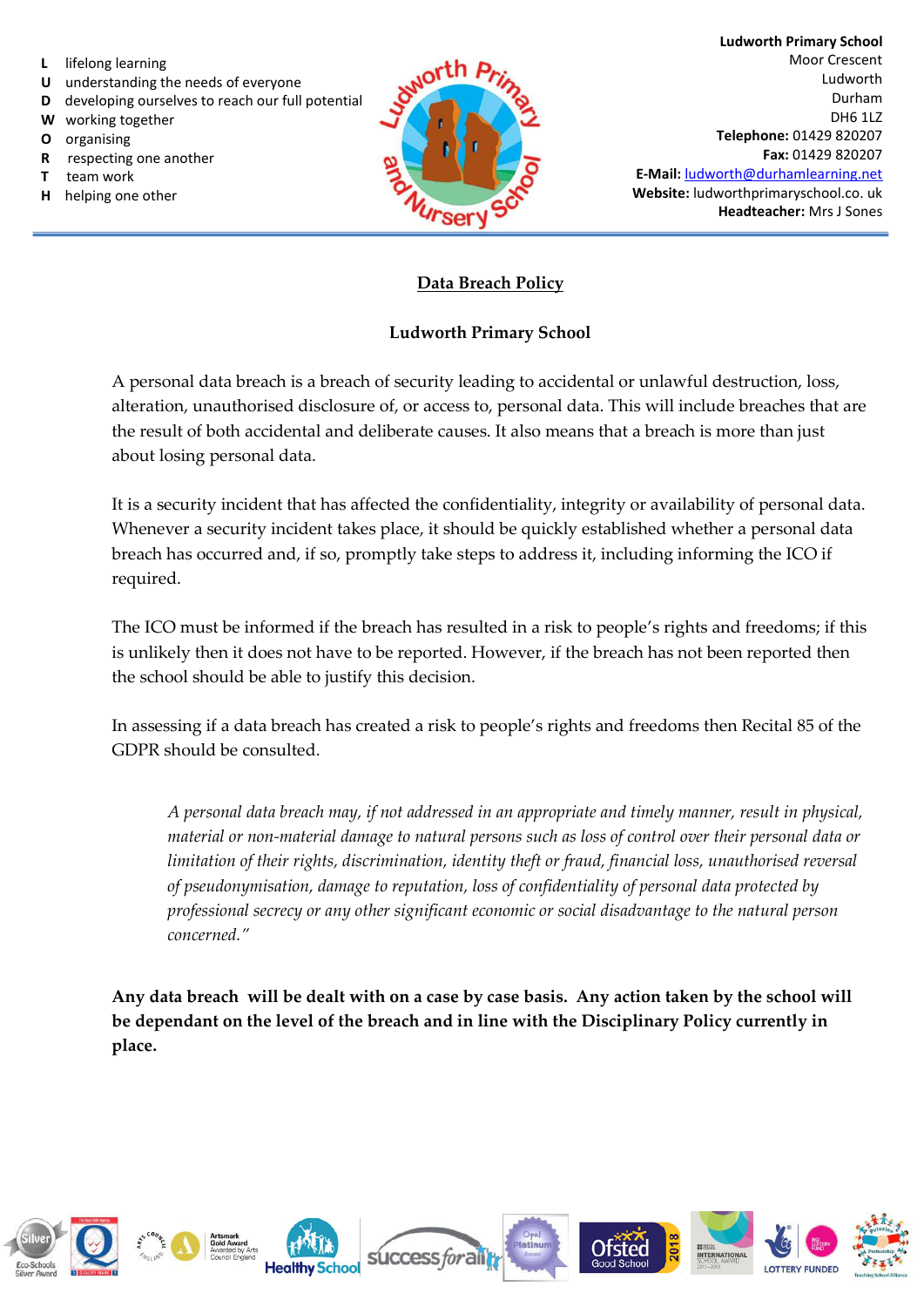**L** lifelong learning
**U** understanding the needs of everyone
**D** developing ourselves to reach our full potential
**W** working together
**O** organising
**R** respecting one another
**T** team work
**H** helping one other

**Ludworth Primary School**
Moor Crescent
Ludworth
Durham
DH6 1LZ
**Telephone:** 01429 820207
**Fax:** 01429 820207
**E-Mail:** ludworth@durhamlearning.net
**Website:** ludworthprimaryschool.co. uk
**Headteacher:** Mrs J Sones

# Data Breach Policy

## Ludworth Primary School

A personal data breach is a breach of security leading to accidental or unlawful destruction, loss, alteration, unauthorised disclosure of, or access to, personal data. This will include breaches that are the result of both accidental and deliberate causes. It also means that a breach is more than just about losing personal data.

It is a security incident that has affected the confidentiality, integrity or availability of personal data. Whenever a security incident takes place, it should be quickly established whether a personal data breach has occurred and, if so, promptly take steps to address it, including informing the ICO if required.

The ICO must be informed if the breach has resulted in a risk to people's rights and freedoms; if this is unlikely then it does not have to be reported. However, if the breach has not been reported then the school should be able to justify this decision.

In assessing if a data breach has created a risk to people's rights and freedoms then Recital 85 of the GDPR should be consulted.

> *A personal data breach may, if not addressed in an appropriate and timely manner, result in physical, material or non-material damage to natural persons such as loss of control over their personal data or limitation of their rights, discrimination, identity theft or fraud, financial loss, unauthorised reversal of pseudonymisation, damage to reputation, loss of confidentiality of personal data protected by professional secrecy or any other significant economic or social disadvantage to the natural person concerned."*

**Any data breach will be dealt with on a case by case basis. Any action taken by the school will be dependant on the level of the breach and in line with the Disciplinary Policy currently in place.**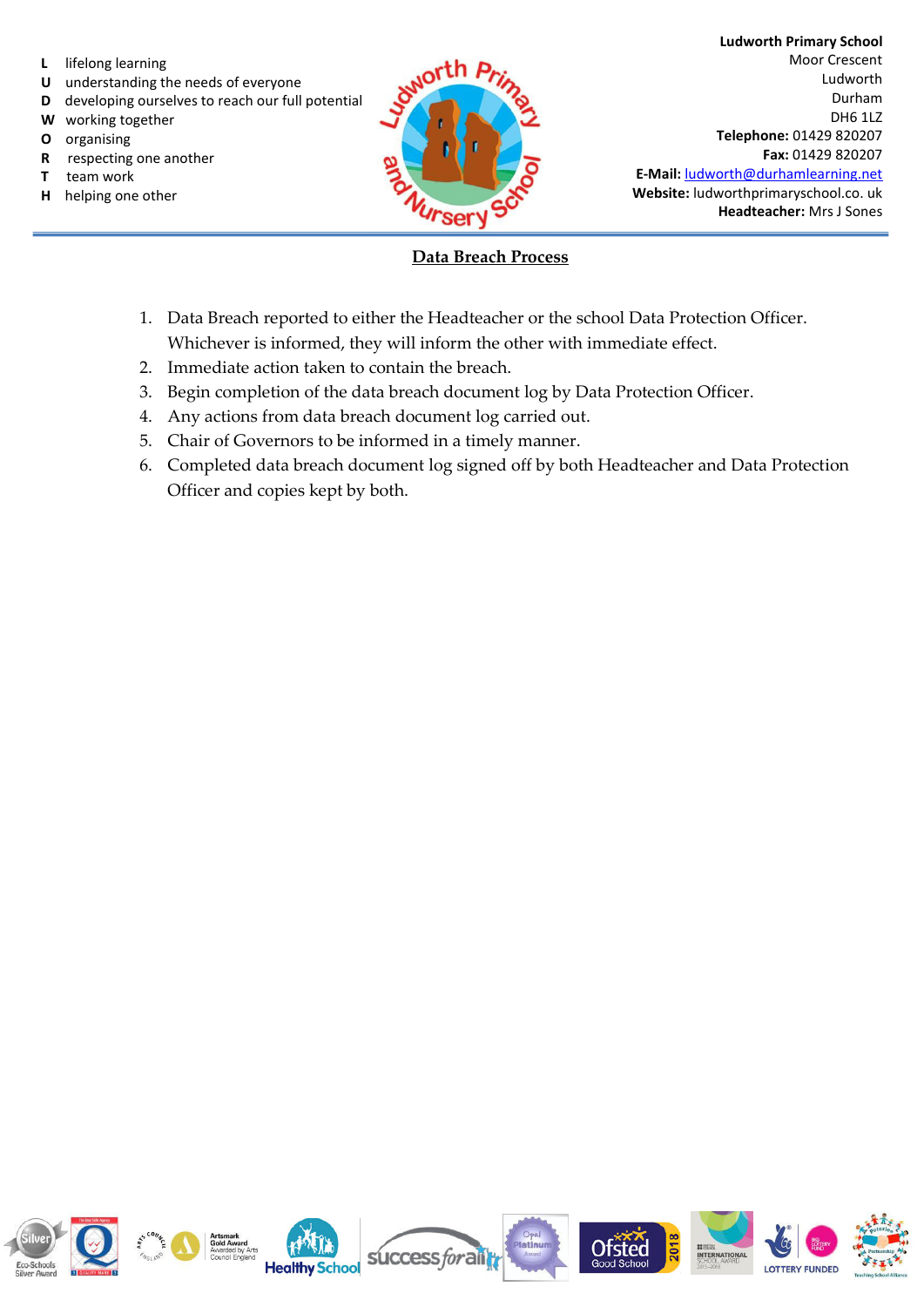- **L** lifelong learning
- **U** understanding the needs of everyone
- **D** developing ourselves to reach our full potential
- **W** working together
- **O** organising
- **R** respecting one another
- **T** team work
- **H** helping one other

**Ludworth Primary School**
Moor Crescent
Ludworth
Durham
DH6 1LZ
**Telephone:** 01429 820207
**Fax:** 01429 820207
**E-Mail:** ludworth@durhamlearning.net
**Website:** ludworthprimaryschool.co. uk
**Headteacher:** Mrs J Sones

## Data Breach Process

1. Data Breach reported to either the Headteacher or the school Data Protection Officer. Whichever is informed, they will inform the other with immediate effect.
2. Immediate action taken to contain the breach.
3. Begin completion of the data breach document log by Data Protection Officer.
4. Any actions from data breach document log carried out.
5. Chair of Governors to be informed in a timely manner.
6. Completed data breach document log signed off by both Headteacher and Data Protection Officer and copies kept by both.